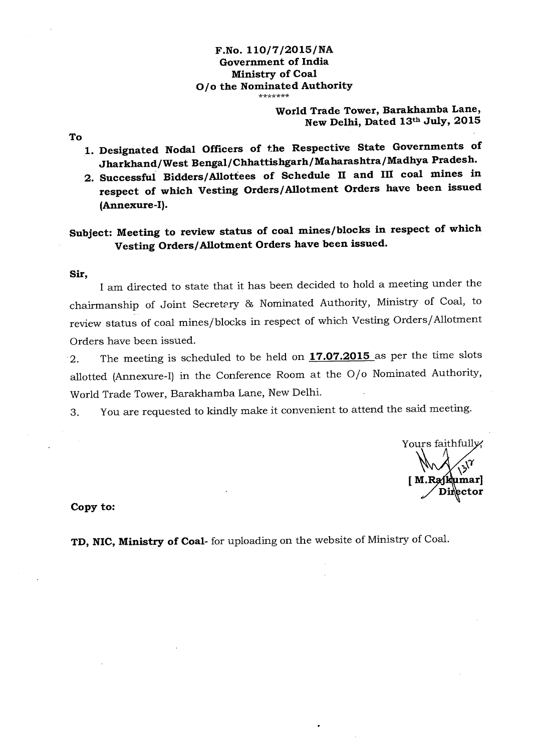**F.No. 110/7/2015/NA**
**Government of India**
**Ministry of Coal**
**O/o the Nominated Authority**

\*\*\*\*\*\*\*

**World Trade Tower, Barakhamba Lane,**
**New Delhi, Dated 13th July, 2015**

**To**

1. **Designated Nodal Officers of the Respective State Governments of Jharkhand/West Bengal/Chhattishgarh/Maharashtra/Madhya Pradesh.**
2. **Successful Bidders/Allottees of Schedule II and III coal mines in respect of which Vesting Orders/Allotment Orders have been issued (Annexure-I).**

**Subject: Meeting to review status of coal mines/blocks in respect of which Vesting Orders/Allotment Orders have been issued.**

**Sir,**

I am directed to state that it has been decided to hold a meeting under the chairmanship of Joint Secretary & Nominated Authority, Ministry of Coal, to review status of coal mines/blocks in respect of which Vesting Orders/Allotment Orders have been issued.

2. The meeting is scheduled to be held on **17.07.2015** as per the time slots allotted (Annexure-I) in the Conference Room at the O/o Nominated Authority, World Trade Tower, Barakhamba Lane, New Delhi.

3. You are requested to kindly make it convenient to attend the said meeting.

Yours faithfully,

[ M.Rajkumar]
Director

**Copy to:**

**TD, NIC, Ministry of Coal**- for uploading on the website of Ministry of Coal.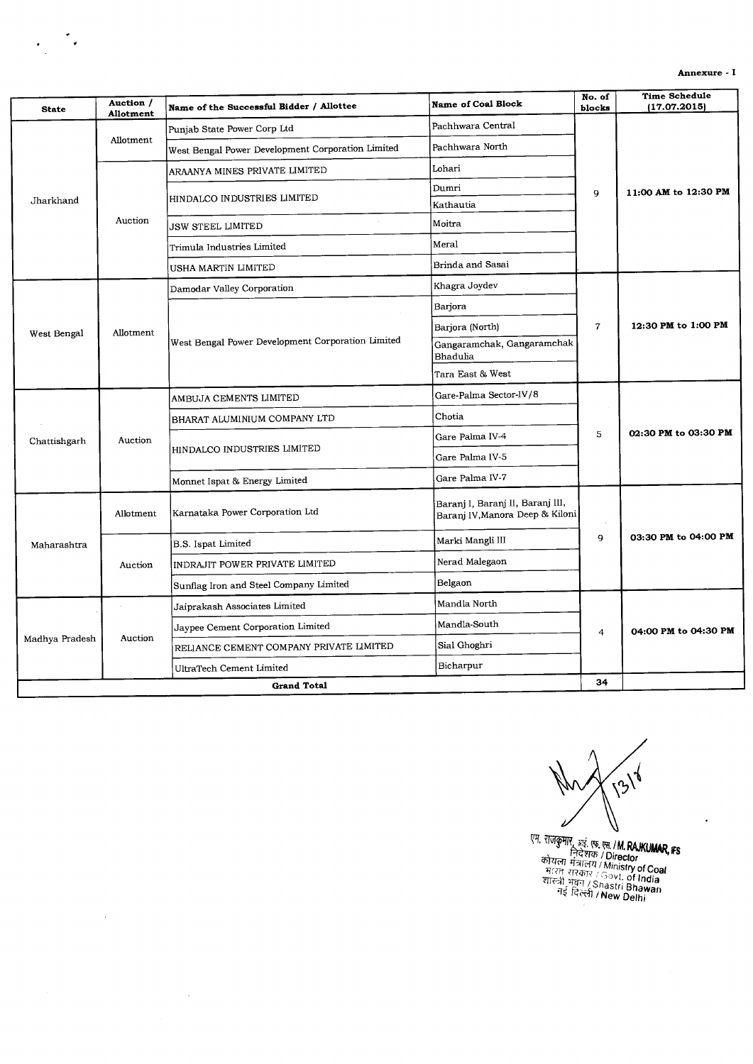Annexure - I

| State | Auction / Allotment | Name of the Successful Bidder / Allottee | Name of Coal Block | No. of blocks | Time Schedule (17.07.2015) |
|---|---|---|---|---|---|
| Jharkhand | Allotment | Punjab State Power Corp Ltd | Pachhwara Central | 9 | 11:00 AM to 12:30 PM |
| | | West Bengal Power Development Corporation Limited | Pachhwara North | | |
| | Auction | ARAANYA MINES PRIVATE LIMITED | Lohari | | |
| | | HINDALCO INDUSTRIES LIMITED | Dumri | | |
| | | | Kathautia | | |
| | | JSW STEEL LIMITED | Moitra | | |
| | | Trimula Industries Limited | Meral | | |
| | | USHA MARTIN LIMITED | Brinda and Sasai | | |
| West Bengal | Allotment | Damodar Valley Corporation | Khagra Joydev | 7 | 12:30 PM to 1:00 PM |
| | | West Bengal Power Development Corporation Limited | Barjora | | |
| | | | Barjora (North) | | |
| | | | Gangaramchak, Gangaramchak Bhadulia | | |
| | | | Tara East & West | | |
| Chattishgarh | Auction | AMBUJA CEMENTS LIMITED | Gare-Palma Sector-IV/8 | 5 | 02:30 PM to 03:30 PM |
| | | BHARAT ALUMINIUM COMPANY LTD | Chotia | | |
| | | HINDALCO INDUSTRIES LIMITED | Gare Palma IV-4 | | |
| | | | Gare Palma IV-5 | | |
| | | Monnet Ispat & Energy Limited | Gare Palma IV-7 | | |
| Maharashtra | Allotment | Karnataka Power Corporation Ltd | Baranj I, Baranj II, Baranj III, Baranj IV, Manora Deep & Kiloni | 9 | 03:30 PM to 04:00 PM |
| | Auction | B.S. Ispat Limited | Marki Mangli III | | |
| | | INDRAJIT POWER PRIVATE LIMITED | Nerad Malegaon | | |
| | | Sunflag Iron and Steel Company Limited | Belgaon | | |
| Madhya Pradesh | Auction | Jaiprakash Associates Limited | Mandla North | 4 | 04:00 PM to 04:30 PM |
| | | Jaypee Cement Corporation Limited | Mandla-South | | |
| | | RELIANCE CEMENT COMPANY PRIVATE LIMITED | Sial Ghoghri | | |
| | | UltraTech Cement Limited | Bicharpur | | |
| **Grand Total** | | | | 34 | |

13/8

एम. राजकुमार, आई. एफ. एस. / M. RAJKUMAR, IFS
निदेशक / Director
कोयला मंत्रालय / Ministry of Coal
भारत सरकार / Govt. of India
शास्त्री भवन / Shastri Bhawan
नई दिल्ली / New Delhi